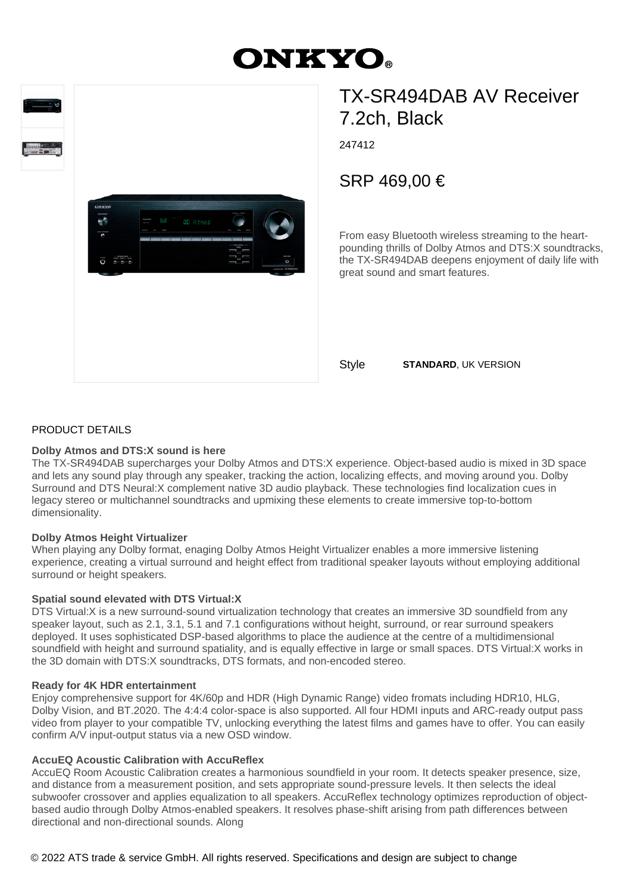# ONKYO

## TX-SR494DAB AV Receiver 7.2ch, Black

247412

SRP 469,00 €

From easy Bluetooth wireless streaming to the heart-pounding thrills of Dolby Atmos and DTS:X soundtracks, the TX-SR494DAB deepens enjoyment of daily life with great sound and smart features.

Style **STANDARD**, UK VERSION

## PRODUCT DETAILS

**Dolby Atmos and DTS:X sound is here**
The TX-SR494DAB supercharges your Dolby Atmos and DTS:X experience. Object-based audio is mixed in 3D space and lets any sound play through any speaker, tracking the action, localizing effects, and moving around you. Dolby Surround and DTS Neural:X complement native 3D audio playback. These technologies find localization cues in legacy stereo or multichannel soundtracks and upmixing these elements to create immersive top-to-bottom dimensionality.

**Dolby Atmos Height Virtualizer**
When playing any Dolby format, enaging Dolby Atmos Height Virtualizer enables a more immersive listening experience, creating a virtual surround and height effect from traditional speaker layouts without employing additional surround or height speakers.

**Spatial sound elevated with DTS Virtual:X**
DTS Virtual:X is a new surround-sound virtualization technology that creates an immersive 3D soundfield from any speaker layout, such as 2.1, 3.1, 5.1 and 7.1 configurations without height, surround, or rear surround speakers deployed. It uses sophisticated DSP-based algorithms to place the audience at the centre of a multidimensional soundfield with height and surround spatiality, and is equally effective in large or small spaces. DTS Virtual:X works in the 3D domain with DTS:X soundtracks, DTS formats, and non-encoded stereo.

**Ready for 4K HDR entertainment**
Enjoy comprehensive support for 4K/60p and HDR (High Dynamic Range) video fromats including HDR10, HLG, Dolby Vision, and BT.2020. The 4:4:4 color-space is also supported. All four HDMI inputs and ARC-ready output pass video from player to your compatible TV, unlocking everything the latest films and games have to offer. You can easily confirm A/V input-output status via a new OSD window.

**AccuEQ Acoustic Calibration with AccuReflex**
AccuEQ Room Acoustic Calibration creates a harmonious soundfield in your room. It detects speaker presence, size, and distance from a measurement position, and sets appropriate sound-pressure levels. It then selects the ideal subwoofer crossover and applies equalization to all speakers. AccuReflex technology optimizes reproduction of object-based audio through Dolby Atmos-enabled speakers. It resolves phase-shift arising from path differences between directional and non-directional sounds. Along

© 2022 ATS trade & service GmbH. All rights reserved. Specifications and design are subject to change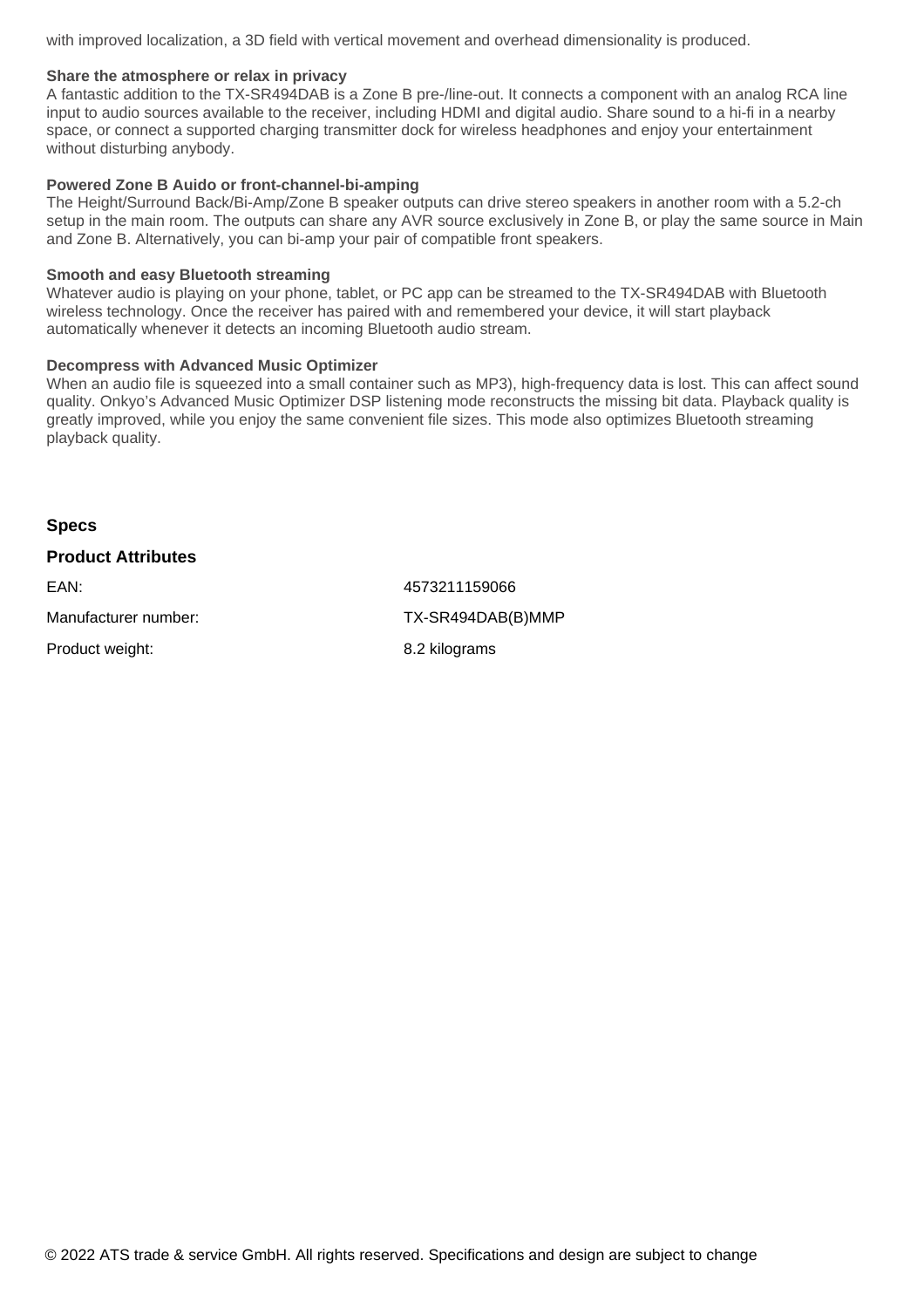with improved localization, a 3D field with vertical movement and overhead dimensionality is produced.

**Share the atmosphere or relax in privacy**
A fantastic addition to the TX-SR494DAB is a Zone B pre-/line-out. It connects a component with an analog RCA line input to audio sources available to the receiver, including HDMI and digital audio. Share sound to a hi-fi in a nearby space, or connect a supported charging transmitter dock for wireless headphones and enjoy your entertainment without disturbing anybody.

**Powered Zone B Auido or front-channel-bi-amping**
The Height/Surround Back/Bi-Amp/Zone B speaker outputs can drive stereo speakers in another room with a 5.2-ch setup in the main room. The outputs can share any AVR source exclusively in Zone B, or play the same source in Main and Zone B. Alternatively, you can bi-amp your pair of compatible front speakers.

**Smooth and easy Bluetooth streaming**
Whatever audio is playing on your phone, tablet, or PC app can be streamed to the TX-SR494DAB with Bluetooth wireless technology. Once the receiver has paired with and remembered your device, it will start playback automatically whenever it detects an incoming Bluetooth audio stream.

**Decompress with Advanced Music Optimizer**
When an audio file is squeezed into a small container such as MP3), high-frequency data is lost. This can affect sound quality. Onkyo's Advanced Music Optimizer DSP listening mode reconstructs the missing bit data. Playback quality is greatly improved, while you enjoy the same convenient file sizes. This mode also optimizes Bluetooth streaming playback quality.

## Specs

### Product Attributes

| | |
|---|---|
| EAN: | 4573211159066 |
| Manufacturer number: | TX-SR494DAB(B)MMP |
| Product weight: | 8.2 kilograms |

© 2022 ATS trade & service GmbH. All rights reserved. Specifications and design are subject to change